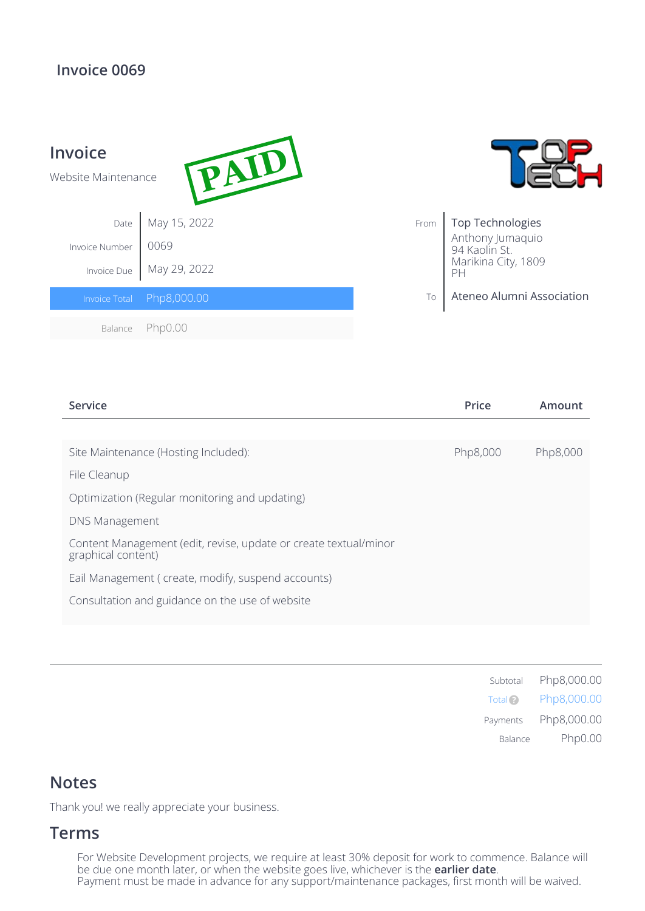# Invoice 0069

## Invoice

Website Maintenance

PAID

| | |
|---|---|
| Date | May 15, 2022 |
| Invoice Number | 0069 |
| Invoice Due | May 29, 2022 |
| Invoice Total | Php8,000.00 |
| Balance | Php0.00 |

From
Top Technologies
Anthony Jumaquio
94 Kaolin St.
Marikina City, 1809
PH

To
Ateneo Alumni Association

| Service | Price | Amount |
|---|---|---|
| Site Maintenance (Hosting Included): | Php8,000 | Php8,000 |
| File Cleanup | | |
| Optimization (Regular monitoring and updating) | | |
| DNS Management | | |
| Content Management (edit, revise, update or create textual/minor graphical content) | | |
| Eail Management ( create, modify, suspend accounts) | | |
| Consultation and guidance on the use of website | | |

| | |
|---|---|
| Subtotal | Php8,000.00 |
| Total | Php8,000.00 |
| Payments | Php8,000.00 |
| Balance | Php0.00 |

## Notes

Thank you! we really appreciate your business.

## Terms

For Website Development projects, we require at least 30% deposit for work to commence. Balance will be due one month later, or when the website goes live, whichever is the **earlier date**.
Payment must be made in advance for any support/maintenance packages, first month will be waived.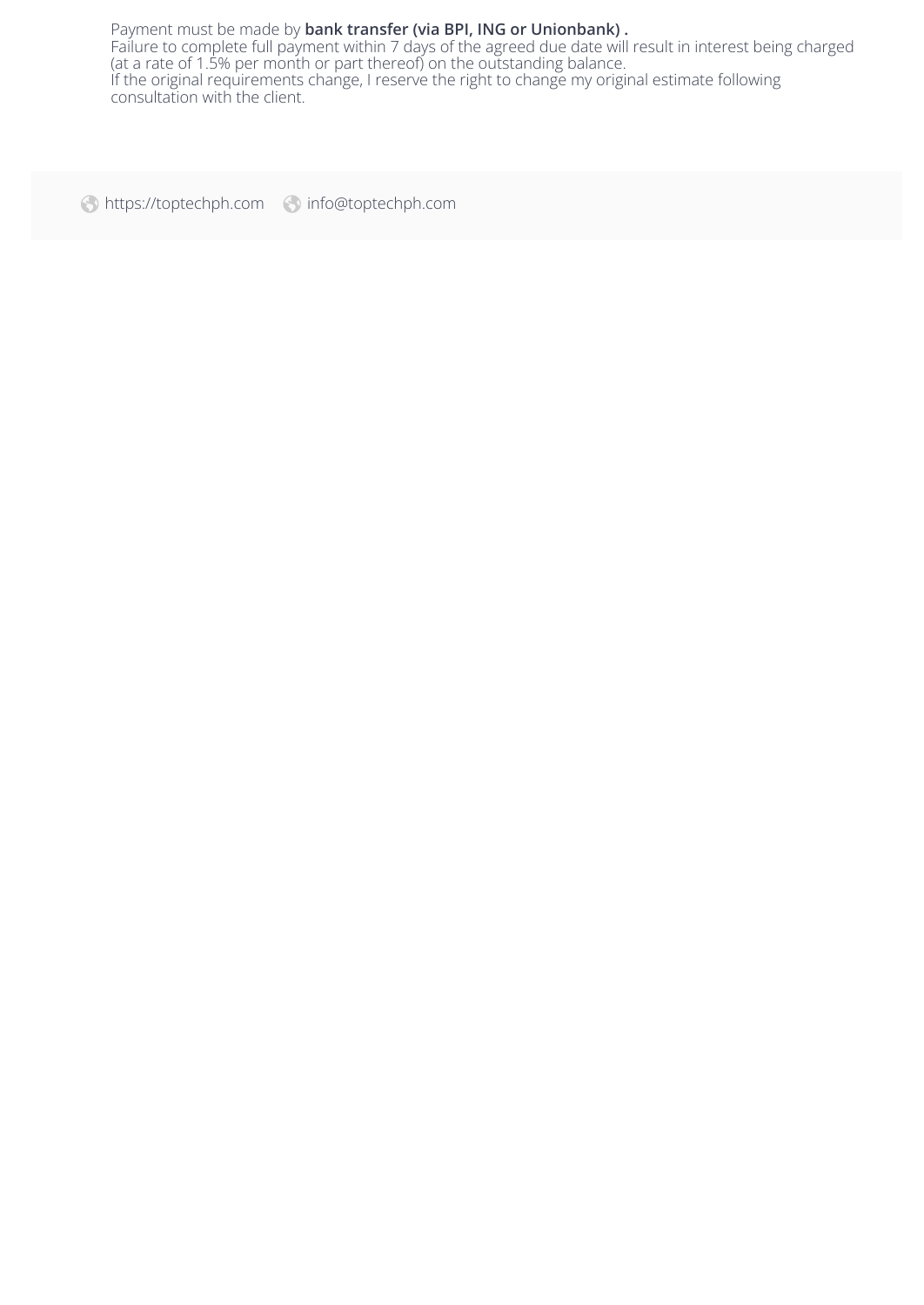Payment must be made by **bank transfer (via BPI, ING or Unionbank) .**
Failure to complete full payment within 7 days of the agreed due date will result in interest being charged (at a rate of 1.5% per month or part thereof) on the outstanding balance.
If the original requirements change, I reserve the right to change my original estimate following consultation with the client.

https://toptechph.com info@toptechph.com